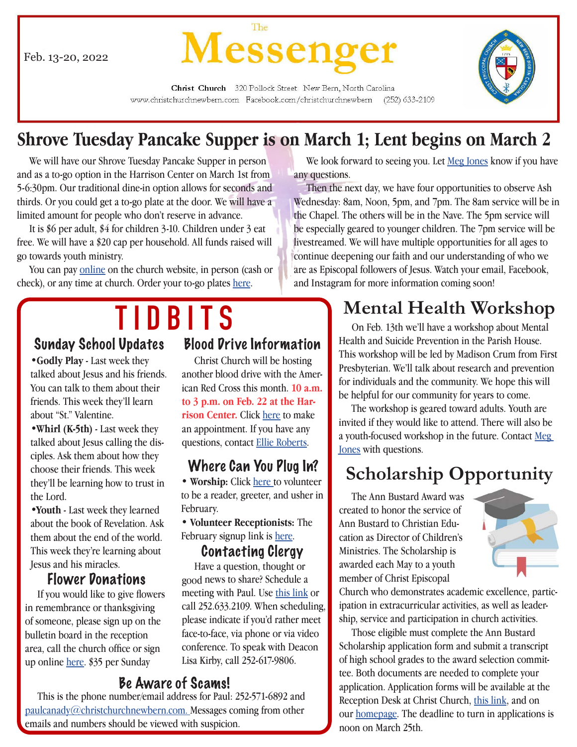Feb. 13-20, 2022

# The Messenger

Christ Church 320 Pollock Street New Bern, North Carolina
www.christchurchnewbern.com Facebook.com/christchurchnewbern (252) 633-2109

## Shrove Tuesday Pancake Supper is on March 1; Lent begins on March 2

We will have our Shrove Tuesday Pancake Supper in person and as a to-go option in the Harrison Center on March 1st from 5-6:30pm. Our traditional dine-in option allows for seconds and thirds. Or you could get a to-go plate at the door. We will have a limited amount for people who don't reserve in advance.

It is $6 per adult, $4 for children 3-10. Children under 3 eat free. We will have a $20 cap per household. All funds raised will go towards youth ministry.

You can pay online on the church website, in person (cash or check), or any time at church. Order your to-go plates here.

We look forward to seeing you. Let Meg Jones know if you have any questions.

Then the next day, we have four opportunities to observe Ash Wednesday: 8am, Noon, 5pm, and 7pm. The 8am service will be in the Chapel. The others will be in the Nave. The 5pm service will be especially geared to younger children. The 7pm service will be livestreamed. We will have multiple opportunities for all ages to continue deepening our faith and our understanding of who we are as Episcopal followers of Jesus. Watch your email, Facebook, and Instagram for more information coming soon!

## TIDBITS

### Sunday School Updates

- **Godly Play** - Last week they talked about Jesus and his friends. You can talk to them about their friends. This week they'll learn about "St." Valentine.
- **Whirl (K-5th)** - Last week they talked about Jesus calling the disciples. Ask them about how they choose their friends. This week they'll be learning how to trust in the Lord.
- **Youth** - Last week they learned about the book of Revelation. Ask them about the end of the world. This week they're learning about Jesus and his miracles.

### Flower Donations

If you would like to give flowers in remembrance or thanksgiving of someone, please sign up on the bulletin board in the reception area, call the church office or sign up online here. $35 per Sunday

### Blood Drive Information

Christ Church will be hosting another blood drive with the American Red Cross this month. **10 a.m. to 3 p.m. on Feb. 22 at the Harrison Center.** Click here to make an appointment. If you have any questions, contact Ellie Roberts.

### Where Can You Plug In?

- **Worship:** Click here to volunteer to be a reader, greeter, and usher in February.
- **Volunteer Receptionists:** The February signup link is here.

### Contacting Clergy

Have a question, thought or good news to share? Schedule a meeting with Paul. Use this link or call 252.633.2109. When scheduling, please indicate if you'd rather meet face-to-face, via phone or via video conference. To speak with Deacon Lisa Kirby, call 252-617-9806.

### Be Aware of Scams!

This is the phone number/email address for Paul: 252-571-6892 and paulcanady@christchurchnewbern.com. Messages coming from other emails and numbers should be viewed with suspicion.

## Mental Health Workshop

On Feb. 13th we'll have a workshop about Mental Health and Suicide Prevention in the Parish House. This workshop will be led by Madison Crum from First Presbyterian. We'll talk about research and prevention for individuals and the community. We hope this will be helpful for our community for years to come.

The workshop is geared toward adults. Youth are invited if they would like to attend. There will also be a youth-focused workshop in the future. Contact Meg Jones with questions.

## Scholarship Opportunity

The Ann Bustard Award was created to honor the service of Ann Bustard to Christian Education as Director of Children's Ministries. The Scholarship is awarded each May to a youth member of Christ Episcopal Church who demonstrates academic excellence, participation in extracurricular activities, as well as leadership, service and participation in church activities.

Those eligible must complete the Ann Bustard Scholarship application form and submit a transcript of high school grades to the award selection committee. Both documents are needed to complete your application. Application forms will be available at the Reception Desk at Christ Church, this link, and on our homepage. The deadline to turn in applications is noon on March 25th.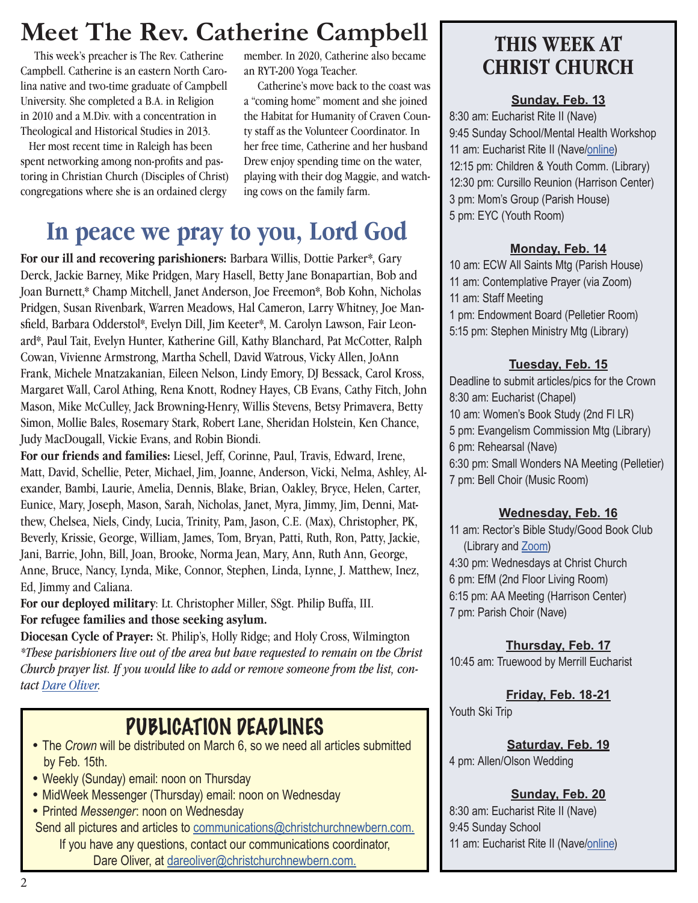# Meet The Rev. Catherine Campbell

This week's preacher is The Rev. Catherine Campbell. Catherine is an eastern North Carolina native and two-time graduate of Campbell University. She completed a B.A. in Religion in 2010 and a M.Div. with a concentration in Theological and Historical Studies in 2013.

Her most recent time in Raleigh has been spent networking among non-profits and pastoring in Christian Church (Disciples of Christ) congregations where she is an ordained clergy member. In 2020, Catherine also became an RYT-200 Yoga Teacher.

Catherine's move back to the coast was a "coming home" moment and she joined the Habitat for Humanity of Craven County staff as the Volunteer Coordinator. In her free time, Catherine and her husband Drew enjoy spending time on the water, playing with their dog Maggie, and watching cows on the family farm.

# In peace we pray to you, Lord God

**For our ill and recovering parishioners:** Barbara Willis, Dottie Parker*, Gary Derck, Jackie Barney, Mike Pridgen, Mary Hasell, Betty Jane Bonapartian, Bob and Joan Burnett,* Champ Mitchell, Janet Anderson, Joe Freemon*, Bob Kohn, Nicholas Pridgen, Susan Rivenbark, Warren Meadows, Hal Cameron, Larry Whitney, Joe Mansfield, Barbara Odderstol*, Evelyn Dill, Jim Keeter*, M. Carolyn Lawson, Fair Leonard*, Paul Tait, Evelyn Hunter, Katherine Gill, Kathy Blanchard, Pat McCotter, Ralph Cowan, Vivienne Armstrong, Martha Schell, David Watrous, Vicky Allen, JoAnn Frank, Michele Mnatzakanian, Eileen Nelson, Lindy Emory, DJ Bessack, Carol Kross, Margaret Wall, Carol Athing, Rena Knott, Rodney Hayes, CB Evans, Cathy Fitch, John Mason, Mike McCulley, Jack Browning-Henry, Willis Stevens, Betsy Primavera, Betty Simon, Mollie Bales, Rosemary Stark, Robert Lane, Sheridan Holstein, Ken Chance, Judy MacDougall, Vickie Evans, and Robin Biondi.

**For our friends and families:** Liesel, Jeff, Corinne, Paul, Travis, Edward, Irene, Matt, David, Schellie, Peter, Michael, Jim, Joanne, Anderson, Vicki, Nelma, Ashley, Alexander, Bambi, Laurie, Amelia, Dennis, Blake, Brian, Oakley, Bryce, Helen, Carter, Eunice, Mary, Joseph, Mason, Sarah, Nicholas, Janet, Myra, Jimmy, Jim, Denni, Matthew, Chelsea, Niels, Cindy, Lucia, Trinity, Pam, Jason, C.E. (Max), Christopher, PK, Beverly, Krissie, George, William, James, Tom, Bryan, Patti, Ruth, Ron, Patty, Jackie, Jani, Barrie, John, Bill, Joan, Brooke, Norma Jean, Mary, Ann, Ruth Ann, George, Anne, Bruce, Nancy, Lynda, Mike, Connor, Stephen, Linda, Lynne, J. Matthew, Inez, Ed, Jimmy and Caliana.

**For our deployed military**: Lt. Christopher Miller, SSgt. Philip Buffa, III.

**For refugee families and those seeking asylum.**

**Diocesan Cycle of Prayer:** St. Philip's, Holly Ridge; and Holy Cross, Wilmington

*\*These parishioners live out of the area but have requested to remain on the Christ Church prayer list. If you would like to add or remove someone from the list, contact Dare Oliver.*

## PUBLICATION DEADLINES

- The *Crown* will be distributed on March 6, so we need all articles submitted by Feb. 15th.
- Weekly (Sunday) email: noon on Thursday
- MidWeek Messenger (Thursday) email: noon on Wednesday
- Printed *Messenger*: noon on Wednesday

Send all pictures and articles to communications@christchurchnewbern.com.

If you have any questions, contact our communications coordinator, Dare Oliver, at dareoliver@christchurchnewbern.com.

# THIS WEEK AT CHRIST CHURCH

**Sunday, Feb. 13**

8:30 am: Eucharist Rite II (Nave)
9:45 Sunday School/Mental Health Workshop
11 am: Eucharist Rite II (Nave/online)
12:15 pm: Children & Youth Comm. (Library)
12:30 pm: Cursillo Reunion (Harrison Center)
3 pm: Mom's Group (Parish House)
5 pm: EYC (Youth Room)

**Monday, Feb. 14**

10 am: ECW All Saints Mtg (Parish House)
11 am: Contemplative Prayer (via Zoom)
11 am: Staff Meeting
1 pm: Endowment Board (Pelletier Room)
5:15 pm: Stephen Ministry Mtg (Library)

**Tuesday, Feb. 15**

Deadline to submit articles/pics for the Crown
8:30 am: Eucharist (Chapel)
10 am: Women's Book Study (2nd Fl LR)
5 pm: Evangelism Commission Mtg (Library)
6 pm: Rehearsal (Nave)
6:30 pm: Small Wonders NA Meeting (Pelletier)
7 pm: Bell Choir (Music Room)

**Wednesday, Feb. 16**

11 am: Rector's Bible Study/Good Book Club (Library and Zoom)
4:30 pm: Wednesdays at Christ Church
6 pm: EfM (2nd Floor Living Room)
6:15 pm: AA Meeting (Harrison Center)
7 pm: Parish Choir (Nave)

**Thursday, Feb. 17**

10:45 am: Truewood by Merrill Eucharist

**Friday, Feb. 18-21**

Youth Ski Trip

**Saturday, Feb. 19**

4 pm: Allen/Olson Wedding

**Sunday, Feb. 20**

8:30 am: Eucharist Rite II (Nave)
9:45 Sunday School
11 am: Eucharist Rite II (Nave/online)